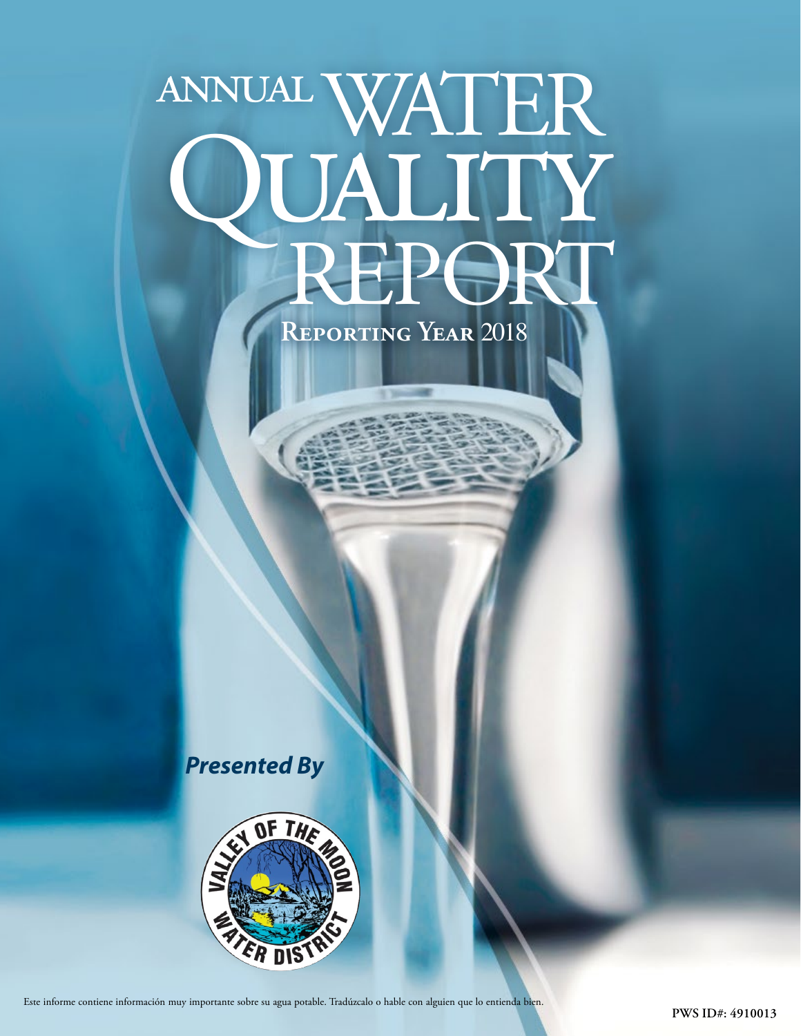# ANNUAL WATER QUALITY REPORT

**Reporting Year 2018**

***Presented By***

VALLEY OF THE MOON WATER DISTRICT

Este informe contiene información muy importante sobre su agua potable. Tradúzcalo o hable con alguien que lo entienda bien.

**PWS ID#: 4910013**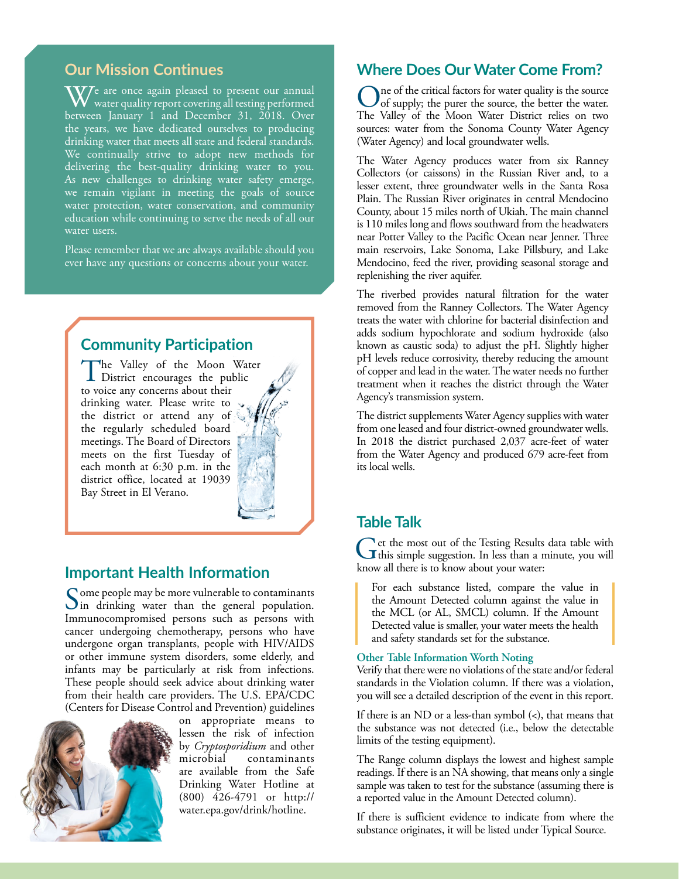## Our Mission Continues

We are once again pleased to present our annual water quality report covering all testing performed between January 1 and December 31, 2018. Over the years, we have dedicated ourselves to producing drinking water that meets all state and federal standards. We continually strive to adopt new methods for delivering the best-quality drinking water to you. As new challenges to drinking water safety emerge, we remain vigilant in meeting the goals of source water protection, water conservation, and community education while continuing to serve the needs of all our water users.

Please remember that we are always available should you ever have any questions or concerns about your water.

## Community Participation

The Valley of the Moon Water District encourages the public to voice any concerns about their drinking water. Please write to the district or attend any of the regularly scheduled board meetings. The Board of Directors meets on the first Tuesday of each month at 6:30 p.m. in the district office, located at 19039 Bay Street in El Verano.

## Important Health Information

Some people may be more vulnerable to contaminants in drinking water than the general population. Immunocompromised persons such as persons with cancer undergoing chemotherapy, persons who have undergone organ transplants, people with HIV/AIDS or other immune system disorders, some elderly, and infants may be particularly at risk from infections. These people should seek advice about drinking water from their health care providers. The U.S. EPA/CDC (Centers for Disease Control and Prevention) guidelines on appropriate means to lessen the risk of infection by *Cryptosporidium* and other microbial contaminants are available from the Safe Drinking Water Hotline at (800) 426-4791 or http://water.epa.gov/drink/hotline.

## Where Does Our Water Come From?

One of the critical factors for water quality is the source of supply; the purer the source, the better the water. The Valley of the Moon Water District relies on two sources: water from the Sonoma County Water Agency (Water Agency) and local groundwater wells.

The Water Agency produces water from six Ranney Collectors (or caissons) in the Russian River and, to a lesser extent, three groundwater wells in the Santa Rosa Plain. The Russian River originates in central Mendocino County, about 15 miles north of Ukiah. The main channel is 110 miles long and flows southward from the headwaters near Potter Valley to the Pacific Ocean near Jenner. Three main reservoirs, Lake Sonoma, Lake Pillsbury, and Lake Mendocino, feed the river, providing seasonal storage and replenishing the river aquifer.

The riverbed provides natural filtration for the water removed from the Ranney Collectors. The Water Agency treats the water with chlorine for bacterial disinfection and adds sodium hypochlorate and sodium hydroxide (also known as caustic soda) to adjust the pH. Slightly higher pH levels reduce corrosivity, thereby reducing the amount of copper and lead in the water. The water needs no further treatment when it reaches the district through the Water Agency's transmission system.

The district supplements Water Agency supplies with water from one leased and four district-owned groundwater wells. In 2018 the district purchased 2,037 acre-feet of water from the Water Agency and produced 679 acre-feet from its local wells.

## Table Talk

Get the most out of the Testing Results data table with this simple suggestion. In less than a minute, you will know all there is to know about your water:

> For each substance listed, compare the value in the Amount Detected column against the value in the MCL (or AL, SMCL) column. If the Amount Detected value is smaller, your water meets the health and safety standards set for the substance.

### Other Table Information Worth Noting

Verify that there were no violations of the state and/or federal standards in the Violation column. If there was a violation, you will see a detailed description of the event in this report.

If there is an ND or a less-than symbol (<), that means that the substance was not detected (i.e., below the detectable limits of the testing equipment).

The Range column displays the lowest and highest sample readings. If there is an NA showing, that means only a single sample was taken to test for the substance (assuming there is a reported value in the Amount Detected column).

If there is sufficient evidence to indicate from where the substance originates, it will be listed under Typical Source.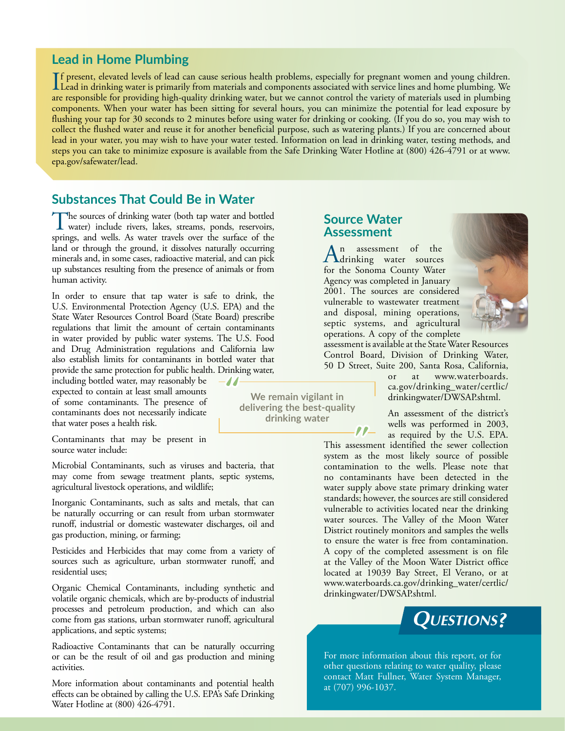## Lead in Home Plumbing

If present, elevated levels of lead can cause serious health problems, especially for pregnant women and young children. Lead in drinking water is primarily from materials and components associated with service lines and home plumbing. We are responsible for providing high-quality drinking water, but we cannot control the variety of materials used in plumbing components. When your water has been sitting for several hours, you can minimize the potential for lead exposure by flushing your tap for 30 seconds to 2 minutes before using water for drinking or cooking. (If you do so, you may wish to collect the flushed water and reuse it for another beneficial purpose, such as watering plants.) If you are concerned about lead in your water, you may wish to have your water tested. Information on lead in drinking water, testing methods, and steps you can take to minimize exposure is available from the Safe Drinking Water Hotline at (800) 426-4791 or at www.epa.gov/safewater/lead.

## Substances That Could Be in Water

The sources of drinking water (both tap water and bottled water) include rivers, lakes, streams, ponds, reservoirs, springs, and wells. As water travels over the surface of the land or through the ground, it dissolves naturally occurring minerals and, in some cases, radioactive material, and can pick up substances resulting from the presence of animals or from human activity.

In order to ensure that tap water is safe to drink, the U.S. Environmental Protection Agency (U.S. EPA) and the State Water Resources Control Board (State Board) prescribe regulations that limit the amount of certain contaminants in water provided by public water systems. The U.S. Food and Drug Administration regulations and California law also establish limits for contaminants in bottled water that provide the same protection for public health. Drinking water, including bottled water, may reasonably be expected to contain at least small amounts of some contaminants. The presence of contaminants does not necessarily indicate that water poses a health risk.

Contaminants that may be present in source water include:

Microbial Contaminants, such as viruses and bacteria, that may come from sewage treatment plants, septic systems, agricultural livestock operations, and wildlife;

Inorganic Contaminants, such as salts and metals, that can be naturally occurring or can result from urban stormwater runoff, industrial or domestic wastewater discharges, oil and gas production, mining, or farming;

Pesticides and Herbicides that may come from a variety of sources such as agriculture, urban stormwater runoff, and residential uses;

Organic Chemical Contaminants, including synthetic and volatile organic chemicals, which are by-products of industrial processes and petroleum production, and which can also come from gas stations, urban stormwater runoff, agricultural applications, and septic systems;

Radioactive Contaminants that can be naturally occurring or can be the result of oil and gas production and mining activities.

More information about contaminants and potential health effects can be obtained by calling the U.S. EPA's Safe Drinking Water Hotline at (800) 426-4791.

> "We remain vigilant in delivering the best-quality drinking water"

## Source Water Assessment

An assessment of the drinking water sources for the Sonoma County Water Agency was completed in January 2001. The sources are considered vulnerable to wastewater treatment and disposal, mining operations, septic systems, and agricultural operations. A copy of the complete assessment is available at the State Water Resources Control Board, Division of Drinking Water, 50 D Street, Suite 200, Santa Rosa, California, or at www.waterboards.ca.gov/drinking_water/certlic/drinkingwater/DWSAP.shtml.

An assessment of the district's wells was performed in 2003, as required by the U.S. EPA. This assessment identified the sewer collection system as the most likely source of possible contamination to the wells. Please note that no contaminants have been detected in the water supply above state primary drinking water standards; however, the sources are still considered vulnerable to activities located near the drinking water sources. The Valley of the Moon Water District routinely monitors and samples the wells to ensure the water is free from contamination. A copy of the completed assessment is on file at the Valley of the Moon Water District office located at 19039 Bay Street, El Verano, or at www.waterboards.ca.gov/drinking_water/certlic/drinkingwater/DWSAP.shtml.

## QUESTIONS?

For more information about this report, or for other questions relating to water quality, please contact Matt Fullner, Water System Manager, at (707) 996-1037.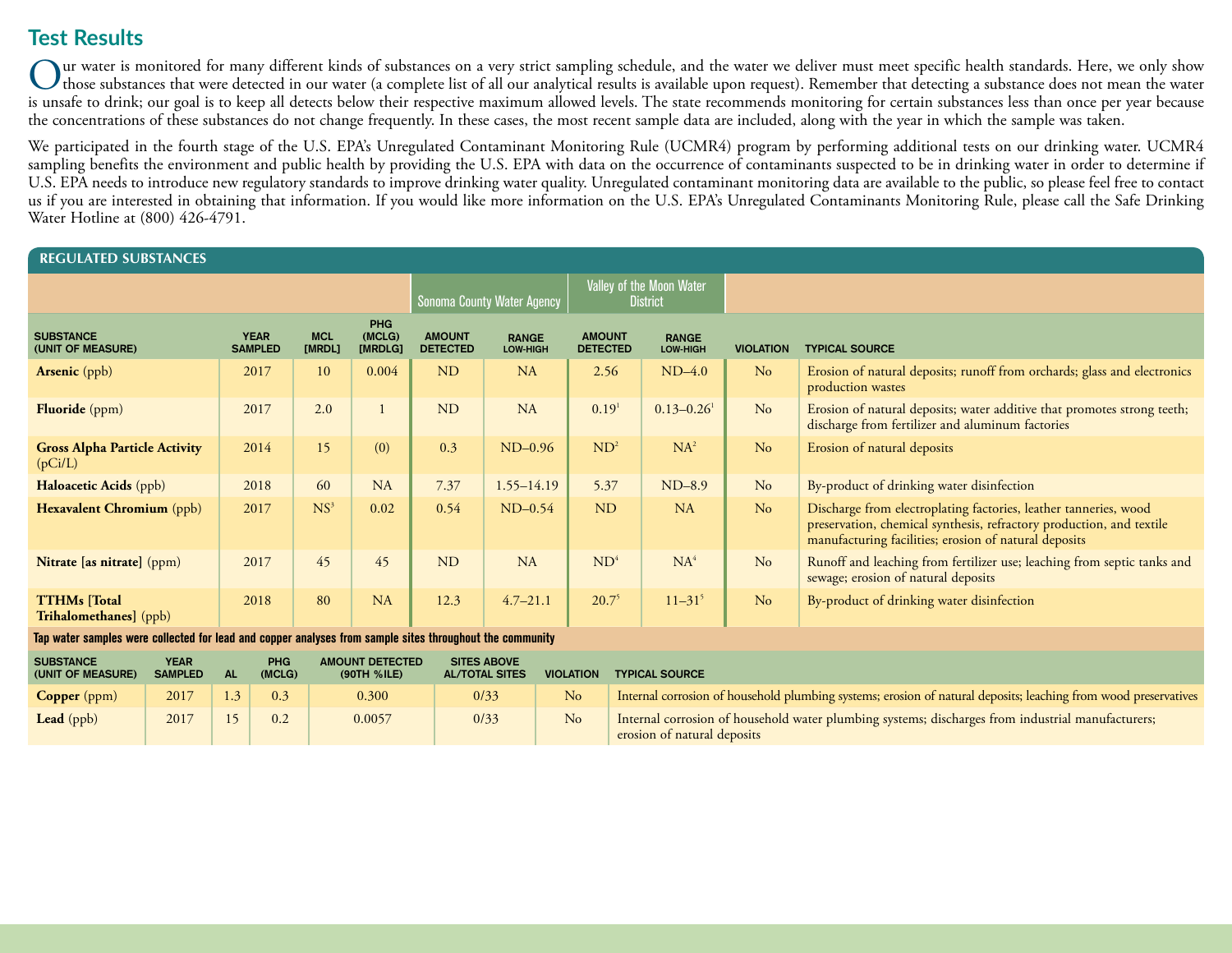## Test Results

Our water is monitored for many different kinds of substances on a very strict sampling schedule, and the water we deliver must meet specific health standards. Here, we only show those substances that were detected in our water (a complete list of all our analytical results is available upon request). Remember that detecting a substance does not mean the water is unsafe to drink; our goal is to keep all detects below their respective maximum allowed levels. The state recommends monitoring for certain substances less than once per year because the concentrations of these substances do not change frequently. In these cases, the most recent sample data are included, along with the year in which the sample was taken.

We participated in the fourth stage of the U.S. EPA's Unregulated Contaminant Monitoring Rule (UCMR4) program by performing additional tests on our drinking water. UCMR4 sampling benefits the environment and public health by providing the U.S. EPA with data on the occurrence of contaminants suspected to be in drinking water in order to determine if U.S. EPA needs to introduce new regulatory standards to improve drinking water quality. Unregulated contaminant monitoring data are available to the public, so please feel free to contact us if you are interested in obtaining that information. If you would like more information on the U.S. EPA's Unregulated Contaminants Monitoring Rule, please call the Safe Drinking Water Hotline at (800) 426-4791.

### REGULATED SUBSTANCES

| | | | | Sonoma County Water Agency | | Valley of the Moon Water District | | | |
|---|---|---|---|---|---|---|---|---|---|
| SUBSTANCE (UNIT OF MEASURE) | YEAR SAMPLED | MCL [MRDL] | PHG (MCLG) [MRDLG] | AMOUNT DETECTED | RANGE LOW-HIGH | AMOUNT DETECTED | RANGE LOW-HIGH | VIOLATION | TYPICAL SOURCE |
| **Arsenic** (ppb) | 2017 | 10 | 0.004 | ND | NA | 2.56 | ND–4.0 | No | Erosion of natural deposits; runoff from orchards; glass and electronics production wastes |
| **Fluoride** (ppm) | 2017 | 2.0 | 1 | ND | NA | 0.19[1] | 0.13–0.26[1] | No | Erosion of natural deposits; water additive that promotes strong teeth; discharge from fertilizer and aluminum factories |
| **Gross Alpha Particle Activity** (pCi/L) | 2014 | 15 | (0) | 0.3 | ND–0.96 | ND[2] | NA[2] | No | Erosion of natural deposits |
| **Haloacetic Acids** (ppb) | 2018 | 60 | NA | 7.37 | 1.55–14.19 | 5.37 | ND–8.9 | No | By-product of drinking water disinfection |
| **Hexavalent Chromium** (ppb) | 2017 | NS[3] | 0.02 | 0.54 | ND–0.54 | ND | NA | No | Discharge from electroplating factories, leather tanneries, wood preservation, chemical synthesis, refractory production, and textile manufacturing facilities; erosion of natural deposits |
| **Nitrate [as nitrate]** (ppm) | 2017 | 45 | 45 | ND | NA | ND[4] | NA[4] | No | Runoff and leaching from fertilizer use; leaching from septic tanks and sewage; erosion of natural deposits |
| **TTHMs [Total Trihalomethanes]** (ppb) | 2018 | 80 | NA | 12.3 | 4.7–21.1 | 20.7[5] | 11–31[5] | No | By-product of drinking water disinfection |

**Tap water samples were collected for lead and copper analyses from sample sites throughout the community**

| SUBSTANCE (UNIT OF MEASURE) | YEAR SAMPLED | AL | PHG (MCLG) | AMOUNT DETECTED (90TH %ILE) | SITES ABOVE AL/TOTAL SITES | VIOLATION | TYPICAL SOURCE |
|---|---|---|---|---|---|---|---|
| **Copper** (ppm) | 2017 | 1.3 | 0.3 | 0.300 | 0/33 | No | Internal corrosion of household plumbing systems; erosion of natural deposits; leaching from wood preservatives |
| **Lead** (ppb) | 2017 | 15 | 0.2 | 0.0057 | 0/33 | No | Internal corrosion of household water plumbing systems; discharges from industrial manufacturers; erosion of natural deposits |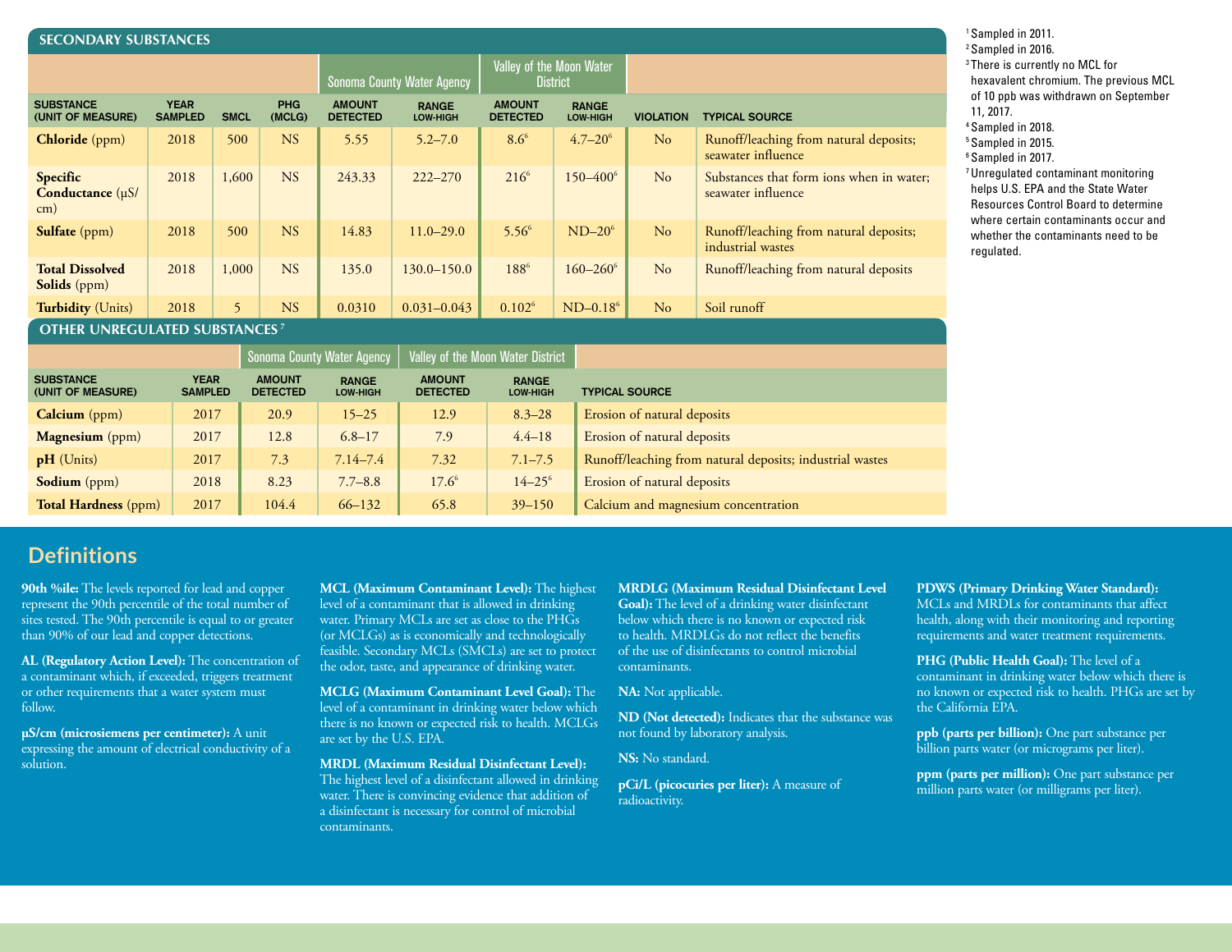## SECONDARY SUBSTANCES

| | | | | Sonoma County Water Agency | | Valley of the Moon Water District | | | |
|---|---|---|---|---|---|---|---|---|---|
| **SUBSTANCE (UNIT OF MEASURE)** | **YEAR SAMPLED** | **SMCL** | **PHG (MCLG)** | **AMOUNT DETECTED** | **RANGE LOW-HIGH** | **AMOUNT DETECTED** | **RANGE LOW-HIGH** | **VIOLATION** | **TYPICAL SOURCE** |
| **Chloride** (ppm) | 2018 | 500 | NS | 5.55 | 5.2–7.0 | 8.6[6] | 4.7–20[6] | No | Runoff/leaching from natural deposits; seawater influence |
| **Specific Conductance** (µS/cm) | 2018 | 1,600 | NS | 243.33 | 222–270 | 216[6] | 150–400[6] | No | Substances that form ions when in water; seawater influence |
| **Sulfate** (ppm) | 2018 | 500 | NS | 14.83 | 11.0–29.0 | 5.56[6] | ND–20[6] | No | Runoff/leaching from natural deposits; industrial wastes |
| **Total Dissolved Solids** (ppm) | 2018 | 1,000 | NS | 135.0 | 130.0–150.0 | 188[6] | 160–260[6] | No | Runoff/leaching from natural deposits |
| **Turbidity** (Units) | 2018 | 5 | NS | 0.0310 | 0.031–0.043 | 0.102[6] | ND–0.18[6] | No | Soil runoff |

## OTHER UNREGULATED SUBSTANCES[7]

| | | Sonoma County Water Agency | | Valley of the Moon Water District | | |
|---|---|---|---|---|---|---|
| **SUBSTANCE (UNIT OF MEASURE)** | **YEAR SAMPLED** | **AMOUNT DETECTED** | **RANGE LOW-HIGH** | **AMOUNT DETECTED** | **RANGE LOW-HIGH** | **TYPICAL SOURCE** |
| **Calcium** (ppm) | 2017 | 20.9 | 15–25 | 12.9 | 8.3–28 | Erosion of natural deposits |
| **Magnesium** (ppm) | 2017 | 12.8 | 6.8–17 | 7.9 | 4.4–18 | Erosion of natural deposits |
| **pH** (Units) | 2017 | 7.3 | 7.14–7.4 | 7.32 | 7.1–7.5 | Runoff/leaching from natural deposits; industrial wastes |
| **Sodium** (ppm) | 2018 | 8.23 | 7.7–8.8 | 17.6[6] | 14–25[6] | Erosion of natural deposits |
| **Total Hardness** (ppm) | 2017 | 104.4 | 66–132 | 65.8 | 39–150 | Calcium and magnesium concentration |

[1] Sampled in 2011.
[2] Sampled in 2016.
[3] There is currently no MCL for hexavalent chromium. The previous MCL of 10 ppb was withdrawn on September 11, 2017.
[4] Sampled in 2018.
[5] Sampled in 2015.
[6] Sampled in 2017.
[7] Unregulated contaminant monitoring helps U.S. EPA and the State Water Resources Control Board to determine where certain contaminants occur and whether the contaminants need to be regulated.

## Definitions

**90th %ile:** The levels reported for lead and copper represent the 90th percentile of the total number of sites tested. The 90th percentile is equal to or greater than 90% of our lead and copper detections.

**AL (Regulatory Action Level):** The concentration of a contaminant which, if exceeded, triggers treatment or other requirements that a water system must follow.

**µS/cm (microsiemens per centimeter):** A unit expressing the amount of electrical conductivity of a solution.

**MCL (Maximum Contaminant Level):** The highest level of a contaminant that is allowed in drinking water. Primary MCLs are set as close to the PHGs (or MCLGs) as is economically and technologically feasible. Secondary MCLs (SMCLs) are set to protect the odor, taste, and appearance of drinking water.

**MCLG (Maximum Contaminant Level Goal):** The level of a contaminant in drinking water below which there is no known or expected risk to health. MCLGs are set by the U.S. EPA.

**MRDL (Maximum Residual Disinfectant Level):** The highest level of a disinfectant allowed in drinking water. There is convincing evidence that addition of a disinfectant is necessary for control of microbial contaminants.

**MRDLG (Maximum Residual Disinfectant Level Goal):** The level of a drinking water disinfectant below which there is no known or expected risk to health. MRDLGs do not reflect the benefits of the use of disinfectants to control microbial contaminants.

**NA:** Not applicable.

**ND (Not detected):** Indicates that the substance was not found by laboratory analysis.

**NS:** No standard.

**pCi/L (picocuries per liter):** A measure of radioactivity.

**PDWS (Primary Drinking Water Standard):** MCLs and MRDLs for contaminants that affect health, along with their monitoring and reporting requirements and water treatment requirements.

**PHG (Public Health Goal):** The level of a contaminant in drinking water below which there is no known or expected risk to health. PHGs are set by the California EPA.

**ppb (parts per billion):** One part substance per billion parts water (or micrograms per liter).

**ppm (parts per million):** One part substance per million parts water (or milligrams per liter).